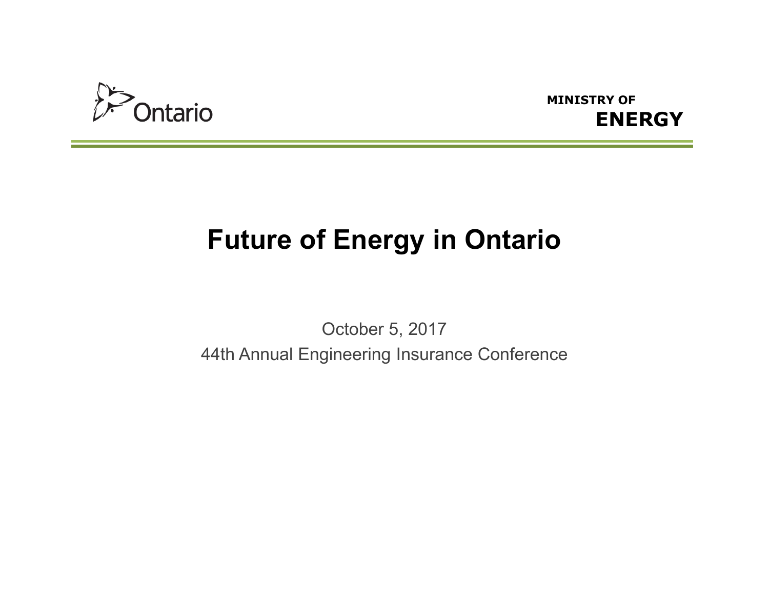Ontario

MINISTRY OF
**ENERGY**

# Future of Energy in Ontario

October 5, 2017

44th Annual Engineering Insurance Conference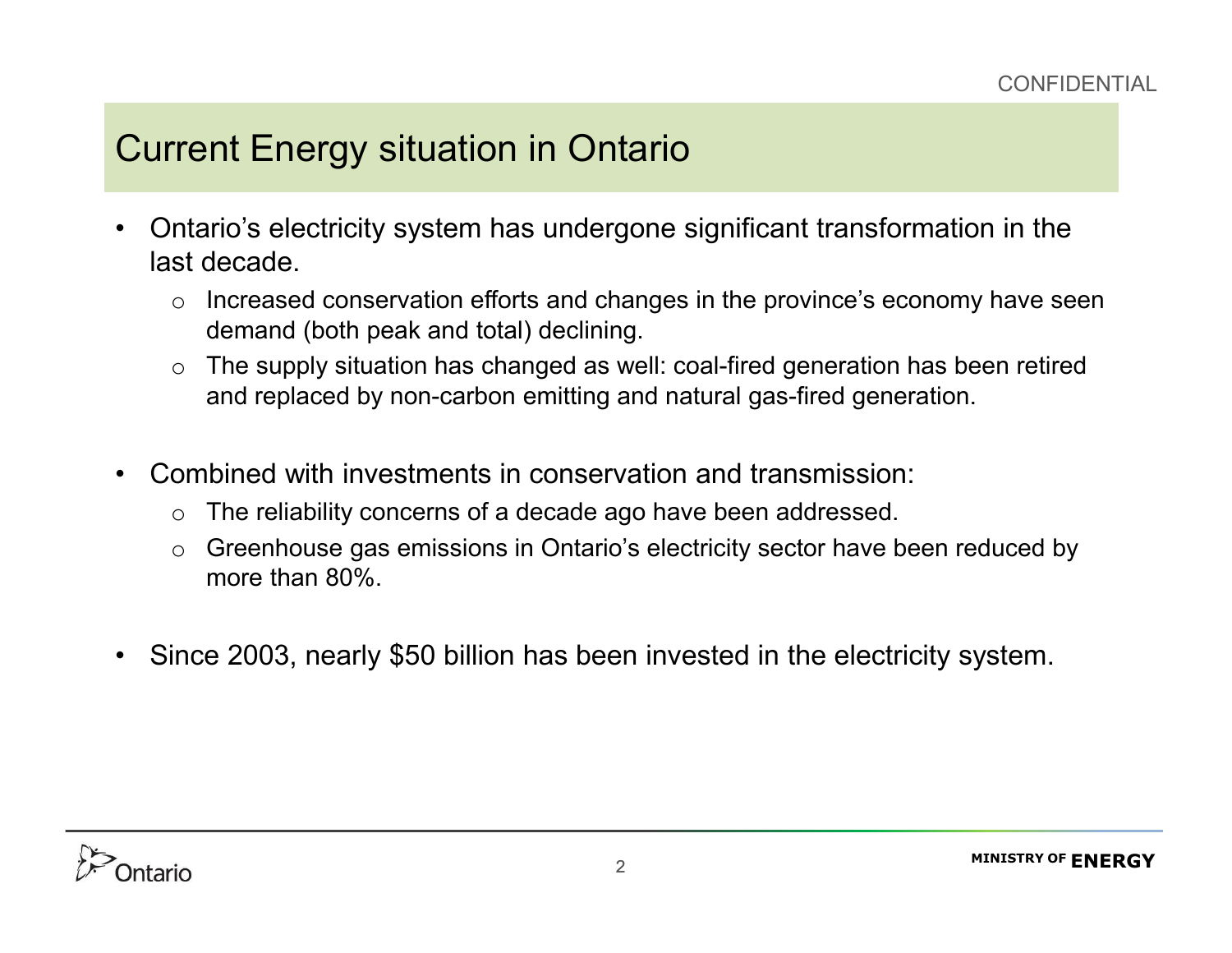CONFIDENTIAL

## Current Energy situation in Ontario

- Ontario's electricity system has undergone significant transformation in the last decade.
  - Increased conservation efforts and changes in the province's economy have seen demand (both peak and total) declining.
  - The supply situation has changed as well: coal-fired generation has been retired and replaced by non-carbon emitting and natural gas-fired generation.

- Combined with investments in conservation and transmission:
  - The reliability concerns of a decade ago have been addressed.
  - Greenhouse gas emissions in Ontario's electricity sector have been reduced by more than 80%.

- Since 2003, nearly $50 billion has been invested in the electricity system.

Ontario

MINISTRY OF ENERGY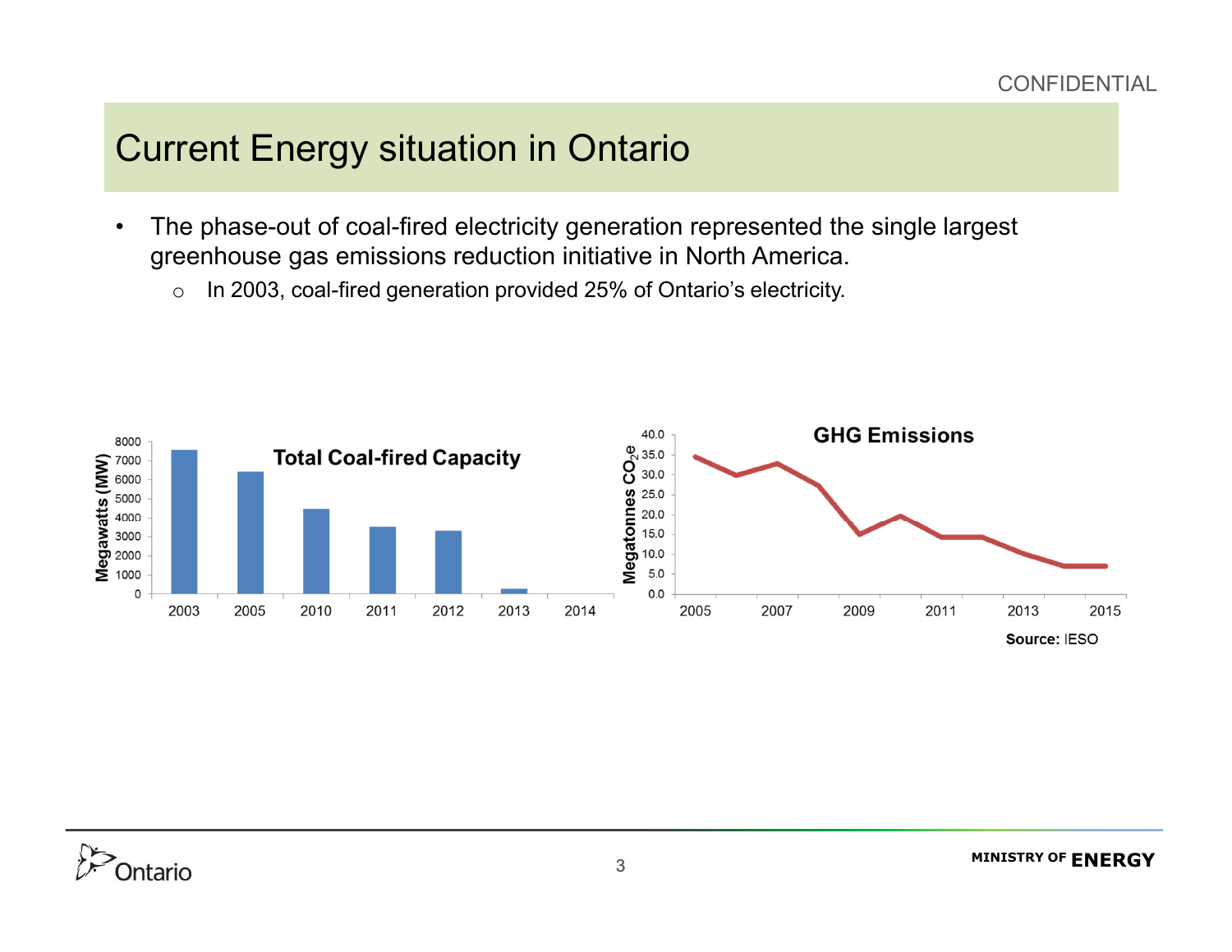# Current Energy situation in Ontario

- The phase-out of coal-fired electricity generation represented the single largest greenhouse gas emissions reduction initiative in North America.
  - In 2003, coal-fired generation provided 25% of Ontario's electricity.

**Total Coal-fired Capacity**

Megawatts (MW)

8000, 7000, 6000, 5000, 4000, 3000, 2000, 1000, 0

2003, 2005, 2010, 2011, 2012, 2013, 2014

**GHG Emissions**

Megatonnes $CO_2e$

40.0, 35.0, 30.0, 25.0, 20.0, 15.0, 10.0, 5.0, 0.0

2005, 2007, 2009, 2011, 2013, 2015

**Source:** IESO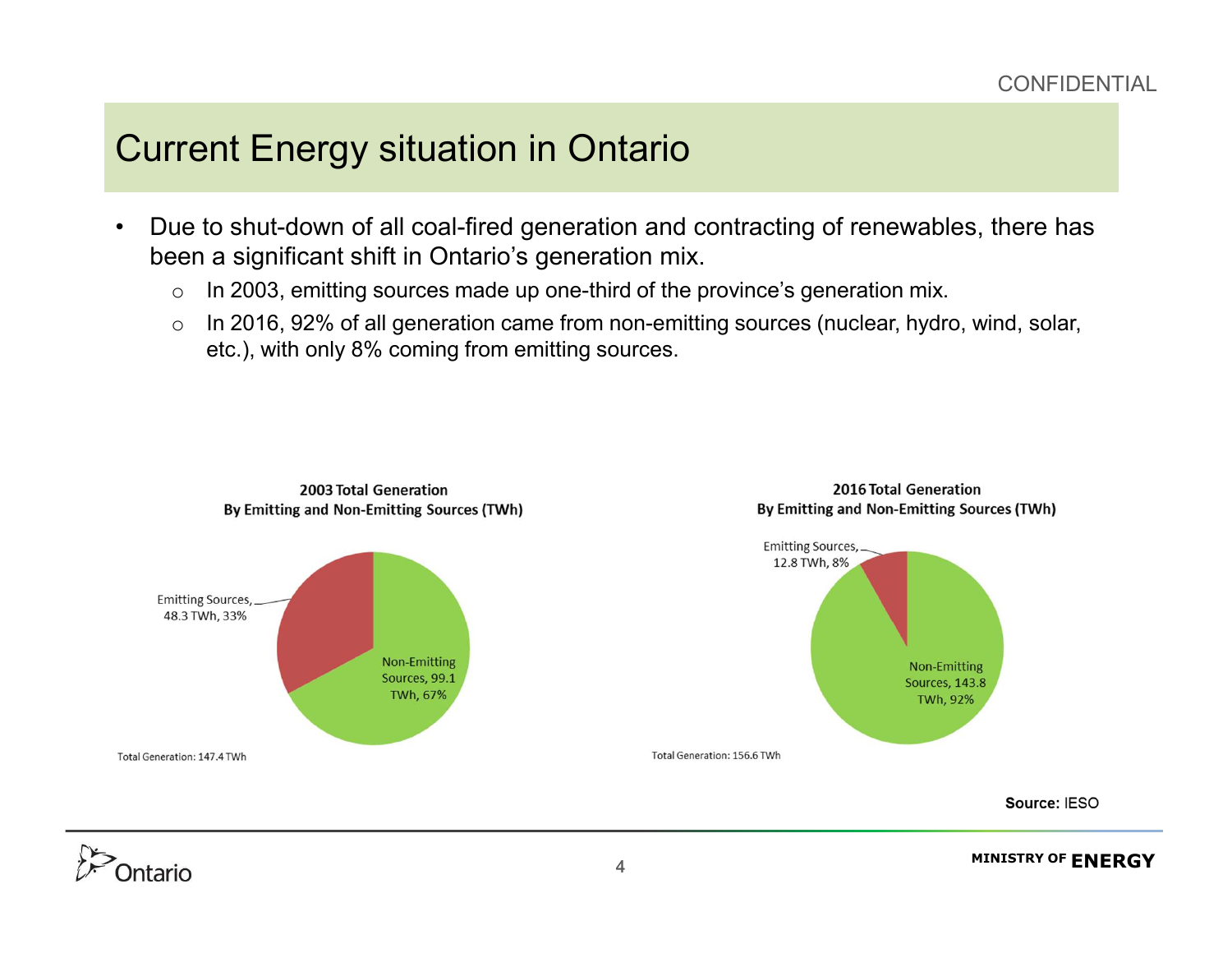# Current Energy situation in Ontario

- Due to shut-down of all coal-fired generation and contracting of renewables, there has been a significant shift in Ontario's generation mix.
  - In 2003, emitting sources made up one-third of the province's generation mix.
  - In 2016, 92% of all generation came from non-emitting sources (nuclear, hydro, wind, solar, etc.), with only 8% coming from emitting sources.

**2003 Total Generation By Emitting and Non-Emitting Sources (TWh)**

Emitting Sources, 48.3 TWh, 33%

Non-Emitting Sources, 99.1 TWh, 67%

Total Generation: 147.4 TWh

**2016 Total Generation By Emitting and Non-Emitting Sources (TWh)**

Emitting Sources, 12.8 TWh, 8%

Non-Emitting Sources, 143.8 TWh, 92%

Total Generation: 156.6 TWh

**Source:** IESO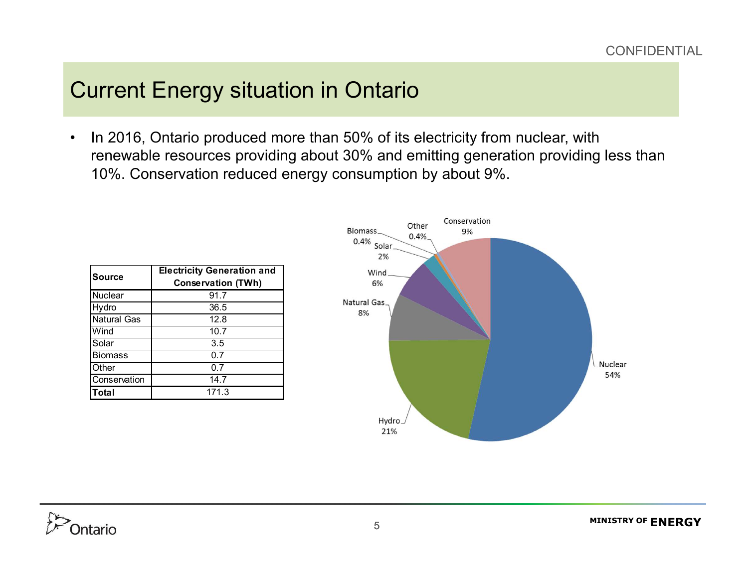# Current Energy situation in Ontario

- In 2016, Ontario produced more than 50% of its electricity from nuclear, with renewable resources providing about 30% and emitting generation providing less than 10%. Conservation reduced energy consumption by about 9%.

| Source | Electricity Generation and Conservation (TWh) |
|---|---|
| Nuclear | 91.7 |
| Hydro | 36.5 |
| Natural Gas | 12.8 |
| Wind | 10.7 |
| Solar | 3.5 |
| Biomass | 0.7 |
| Other | 0.7 |
| Conservation | 14.7 |
| **Total** | 171.3 |

Nuclear 54%, Hydro 21%, Natural Gas 8%, Wind 6%, Solar 2%, Biomass 0.4%, Other 0.4%, Conservation 9%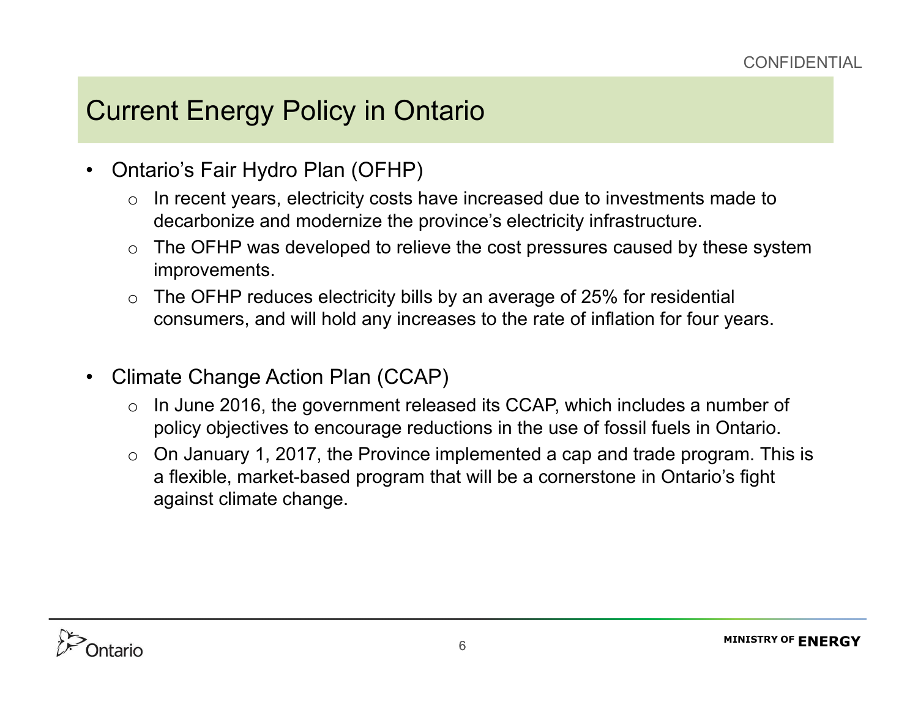# Current Energy Policy in Ontario

- Ontario's Fair Hydro Plan (OFHP)
  - In recent years, electricity costs have increased due to investments made to decarbonize and modernize the province's electricity infrastructure.
  - The OFHP was developed to relieve the cost pressures caused by these system improvements.
  - The OFHP reduces electricity bills by an average of 25% for residential consumers, and will hold any increases to the rate of inflation for four years.

- Climate Change Action Plan (CCAP)
  - In June 2016, the government released its CCAP, which includes a number of policy objectives to encourage reductions in the use of fossil fuels in Ontario.
  - On January 1, 2017, the Province implemented a cap and trade program. This is a flexible, market-based program that will be a cornerstone in Ontario's fight against climate change.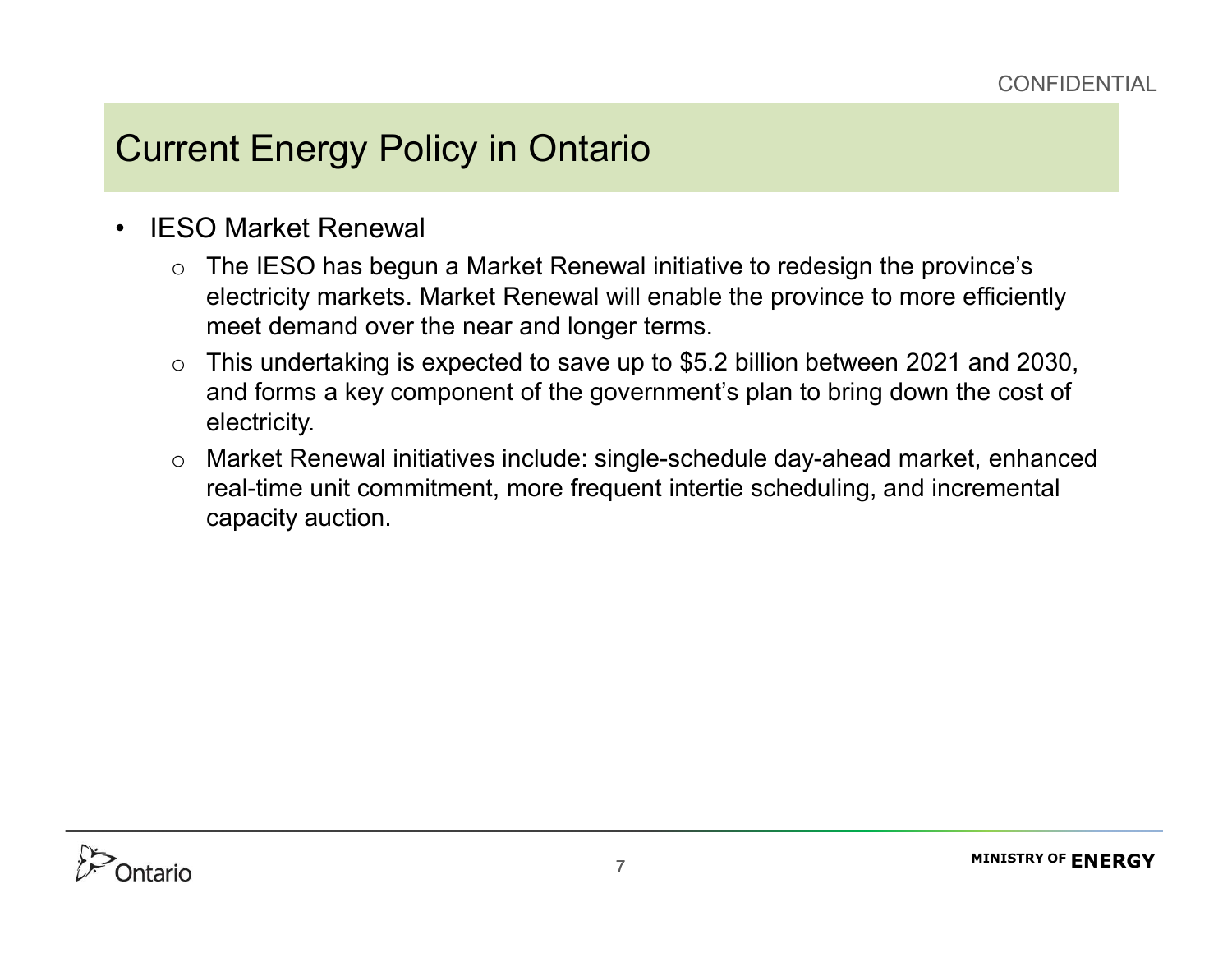CONFIDENTIAL

# Current Energy Policy in Ontario

- IESO Market Renewal
  - The IESO has begun a Market Renewal initiative to redesign the province's electricity markets. Market Renewal will enable the province to more efficiently meet demand over the near and longer terms.
  - This undertaking is expected to save up to $5.2 billion between 2021 and 2030, and forms a key component of the government's plan to bring down the cost of electricity.
  - Market Renewal initiatives include: single-schedule day-ahead market, enhanced real-time unit commitment, more frequent intertie scheduling, and incremental capacity auction.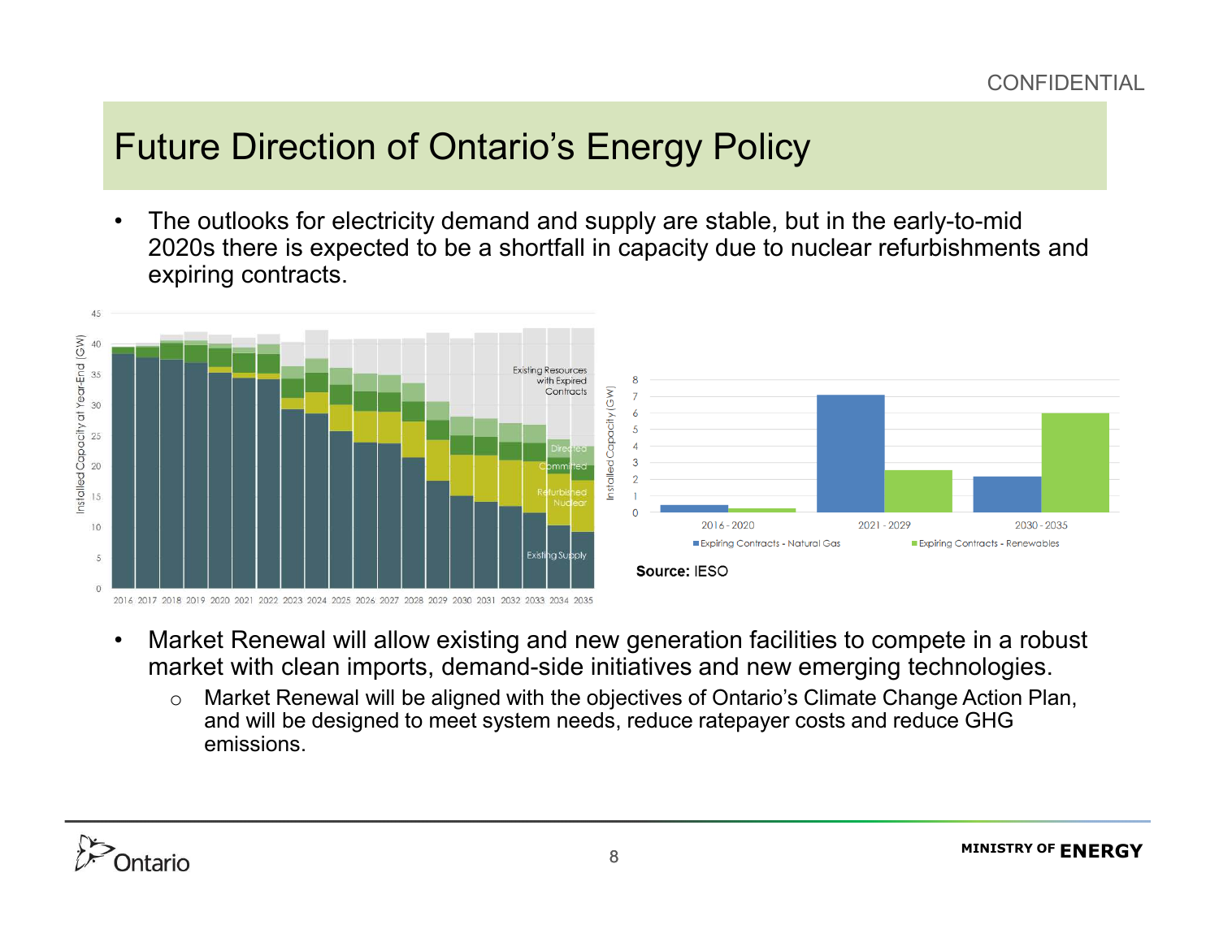# Future Direction of Ontario's Energy Policy

- The outlooks for electricity demand and supply are stable, but in the early-to-mid 2020s there is expected to be a shortfall in capacity due to nuclear refurbishments and expiring contracts.

**Source:** IESO

- Market Renewal will allow existing and new generation facilities to compete in a robust market with clean imports, demand-side initiatives and new emerging technologies.
  - Market Renewal will be aligned with the objectives of Ontario's Climate Change Action Plan, and will be designed to meet system needs, reduce ratepayer costs and reduce GHG emissions.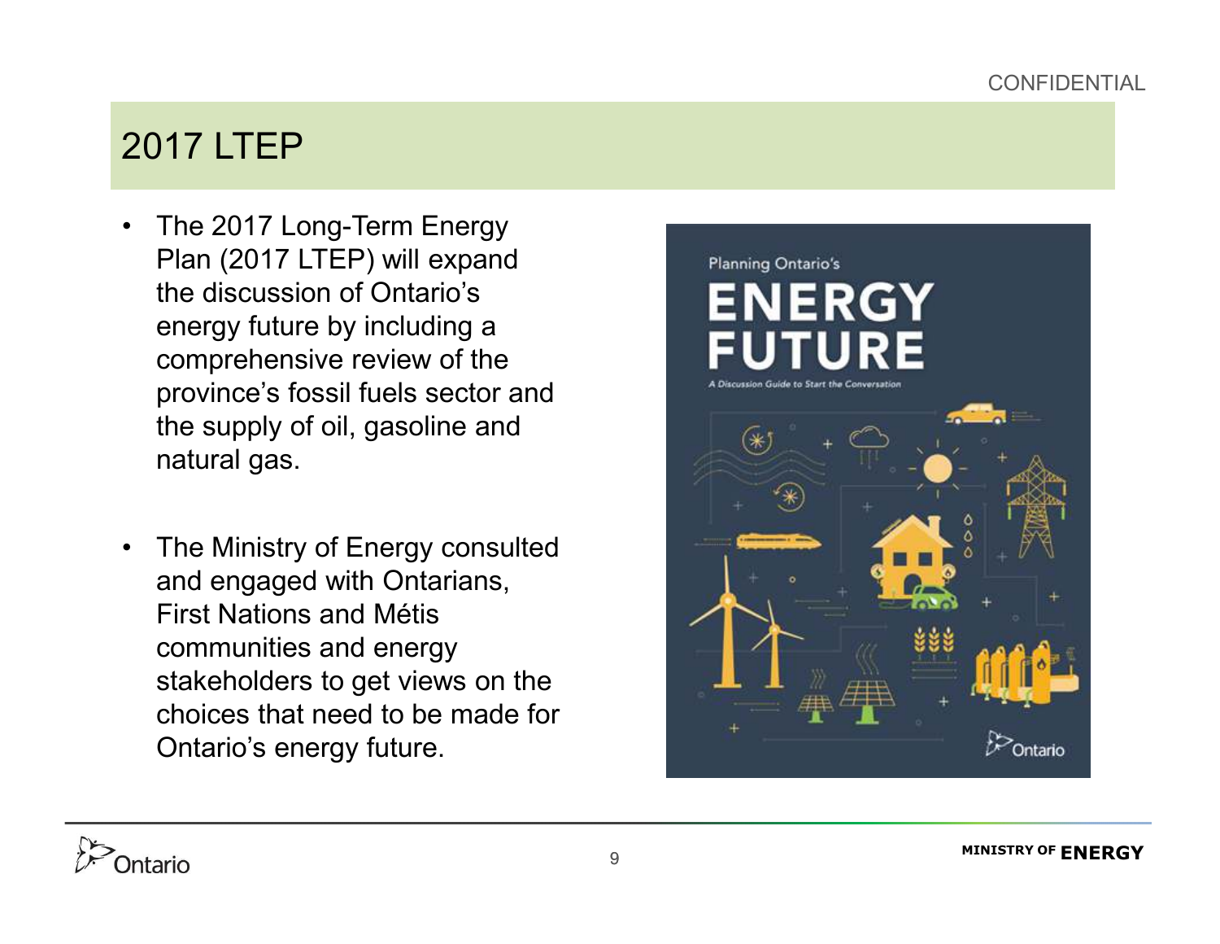# 2017 LTEP

- The 2017 Long-Term Energy Plan (2017 LTEP) will expand the discussion of Ontario's energy future by including a comprehensive review of the province's fossil fuels sector and the supply of oil, gasoline and natural gas.

- The Ministry of Energy consulted and engaged with Ontarians, First Nations and Métis communities and energy stakeholders to get views on the choices that need to be made for Ontario's energy future.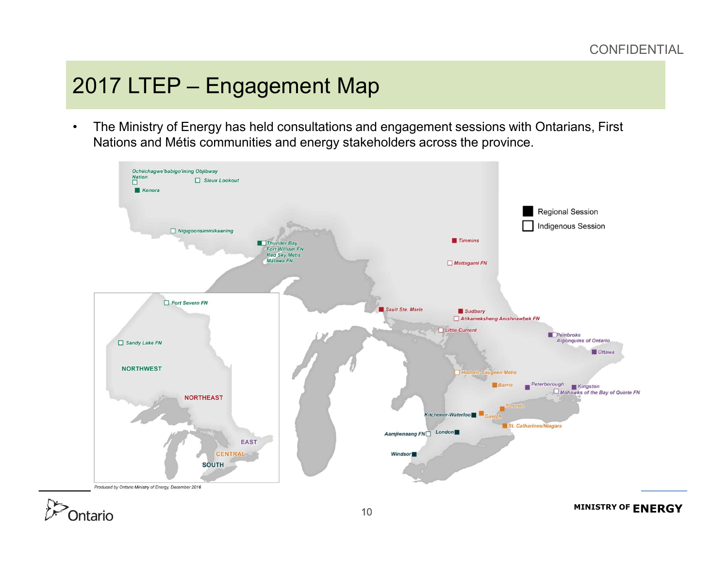CONFIDENTIAL

# 2017 LTEP – Engagement Map

- The Ministry of Energy has held consultations and engagement sessions with Ontarians, First Nations and Métis communities and energy stakeholders across the province.

■ Regional Session
□ Indigenous Session

**NORTHWEST**
- Ochiichagwe'babigo'ining Objibway Nation (Indigenous Session)
- Sioux Lookout (Indigenous Session)
- Kenora (Regional Session)
- Nigigoonsiminikaaning (Indigenous Session)
- Thunder Bay (Regional Session); Fort William FN, Red Sky Métis, Matawa FN (Indigenous Session)
- Fort Severn FN (Indigenous Session)
- Sandy Lake FN (Indigenous Session)

**NORTHEAST**
- Timmins (Regional Session)
- Mattagami FN (Indigenous Session)
- Sault Ste. Marie (Regional Session)
- Sudbury (Regional Session)
- Atikameksheng Anishnawbek FN (Indigenous Session)
- Little Current (Indigenous Session)

**EAST**
- Pembroke (Regional Session); Algonquins of Ontario (Indigenous Session)
- Ottawa (Regional Session)
- Peterborough (Regional Session)
- Kingston (Regional Session)
- Mohawks of the Bay of Quinte FN (Indigenous Session)

**CENTRAL**
- Historic Saugeen Métis (Indigenous Session)
- Barrie (Regional Session)
- Toronto (Regional Session)
- Guelph (Regional Session)
- St. Catharines/Niagara (Regional Session)

**SOUTH**
- Kitchener-Waterloo (Regional Session)
- London (Regional Session)
- Aamjiwnaang FN (Indigenous Session)
- Windsor (Regional Session)

Produced by Ontario Ministry of Energy, December 2016

MINISTRY OF ENERGY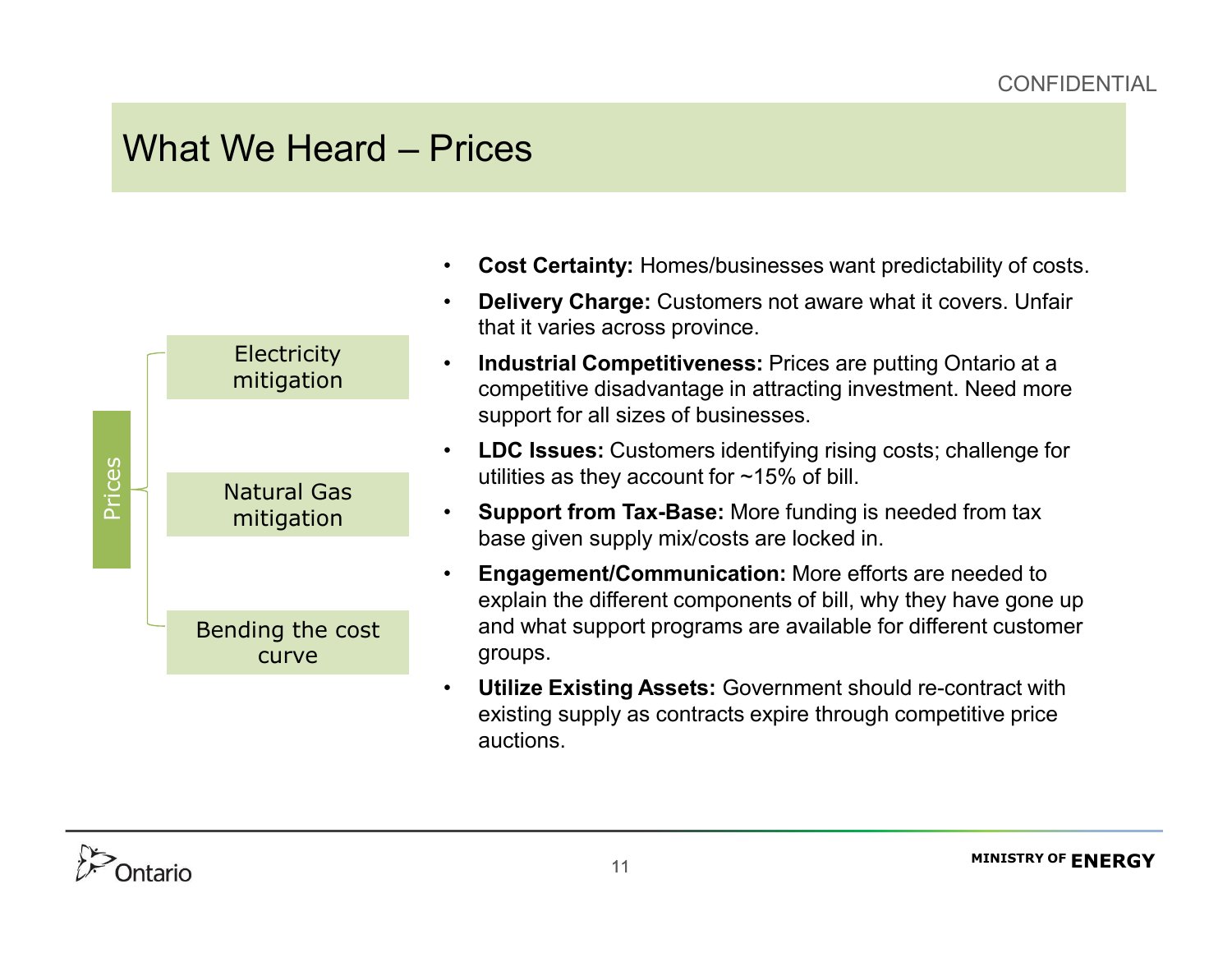# What We Heard – Prices

- Prices
  - Electricity mitigation
  - Natural Gas mitigation
  - Bending the cost curve

- **Cost Certainty:** Homes/businesses want predictability of costs.
- **Delivery Charge:** Customers not aware what it covers. Unfair that it varies across province.
- **Industrial Competitiveness:** Prices are putting Ontario at a competitive disadvantage in attracting investment. Need more support for all sizes of businesses.
- **LDC Issues:** Customers identifying rising costs; challenge for utilities as they account for ~15% of bill.
- **Support from Tax-Base:** More funding is needed from tax base given supply mix/costs are locked in.
- **Engagement/Communication:** More efforts are needed to explain the different components of bill, why they have gone up and what support programs are available for different customer groups.
- **Utilize Existing Assets:** Government should re-contract with existing supply as contracts expire through competitive price auctions.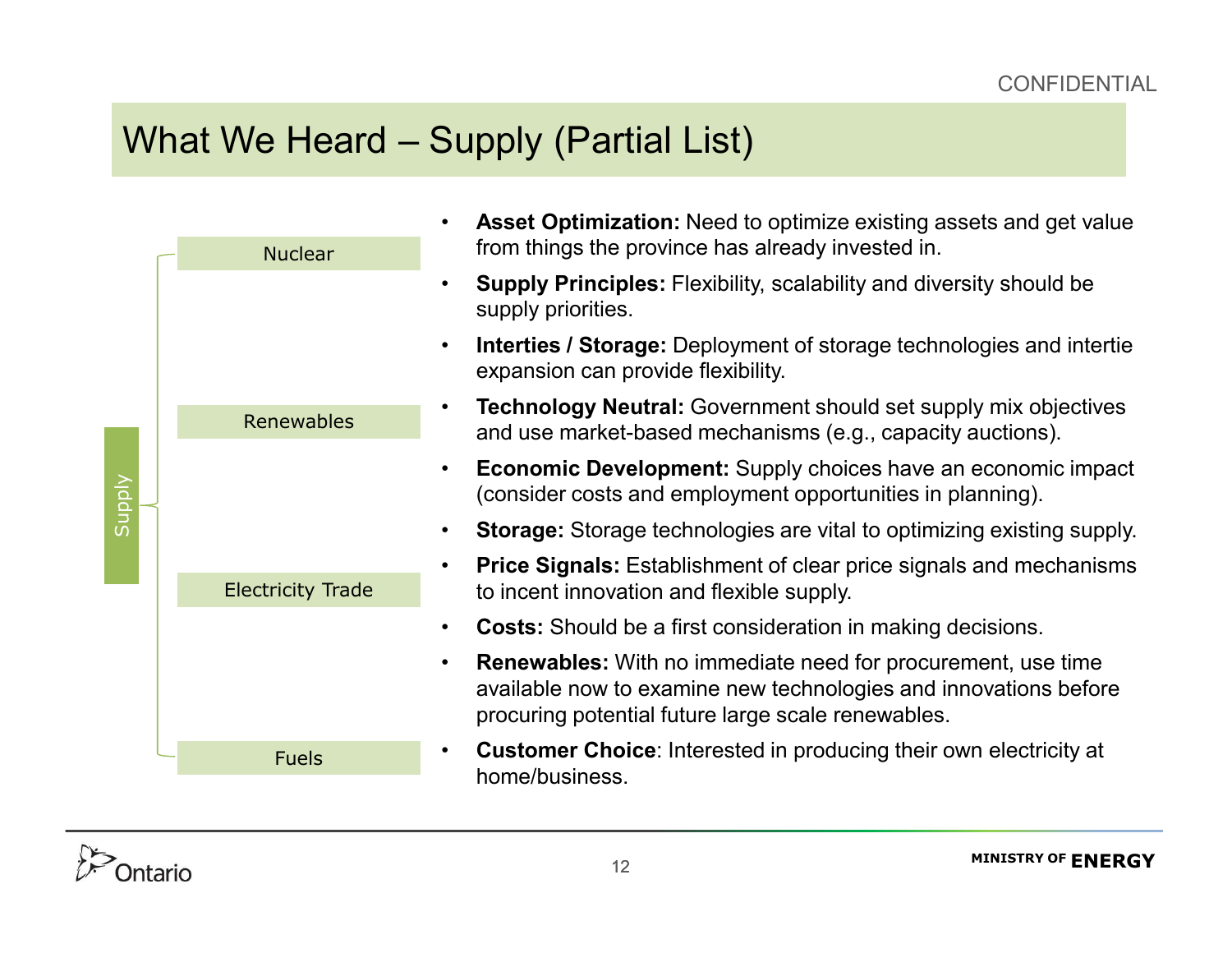CONFIDENTIAL

# What We Heard – Supply (Partial List)

Supply
- Nuclear
- Renewables
- Electricity Trade
- Fuels

- **Asset Optimization:** Need to optimize existing assets and get value from things the province has already invested in.
- **Supply Principles:** Flexibility, scalability and diversity should be supply priorities.
- **Interties / Storage:** Deployment of storage technologies and intertie expansion can provide flexibility.
- **Technology Neutral:** Government should set supply mix objectives and use market-based mechanisms (e.g., capacity auctions).
- **Economic Development:** Supply choices have an economic impact (consider costs and employment opportunities in planning).
- **Storage:** Storage technologies are vital to optimizing existing supply.
- **Price Signals:** Establishment of clear price signals and mechanisms to incent innovation and flexible supply.
- **Costs:** Should be a first consideration in making decisions.
- **Renewables:** With no immediate need for procurement, use time available now to examine new technologies and innovations before procuring potential future large scale renewables.
- **Customer Choice**: Interested in producing their own electricity at home/business.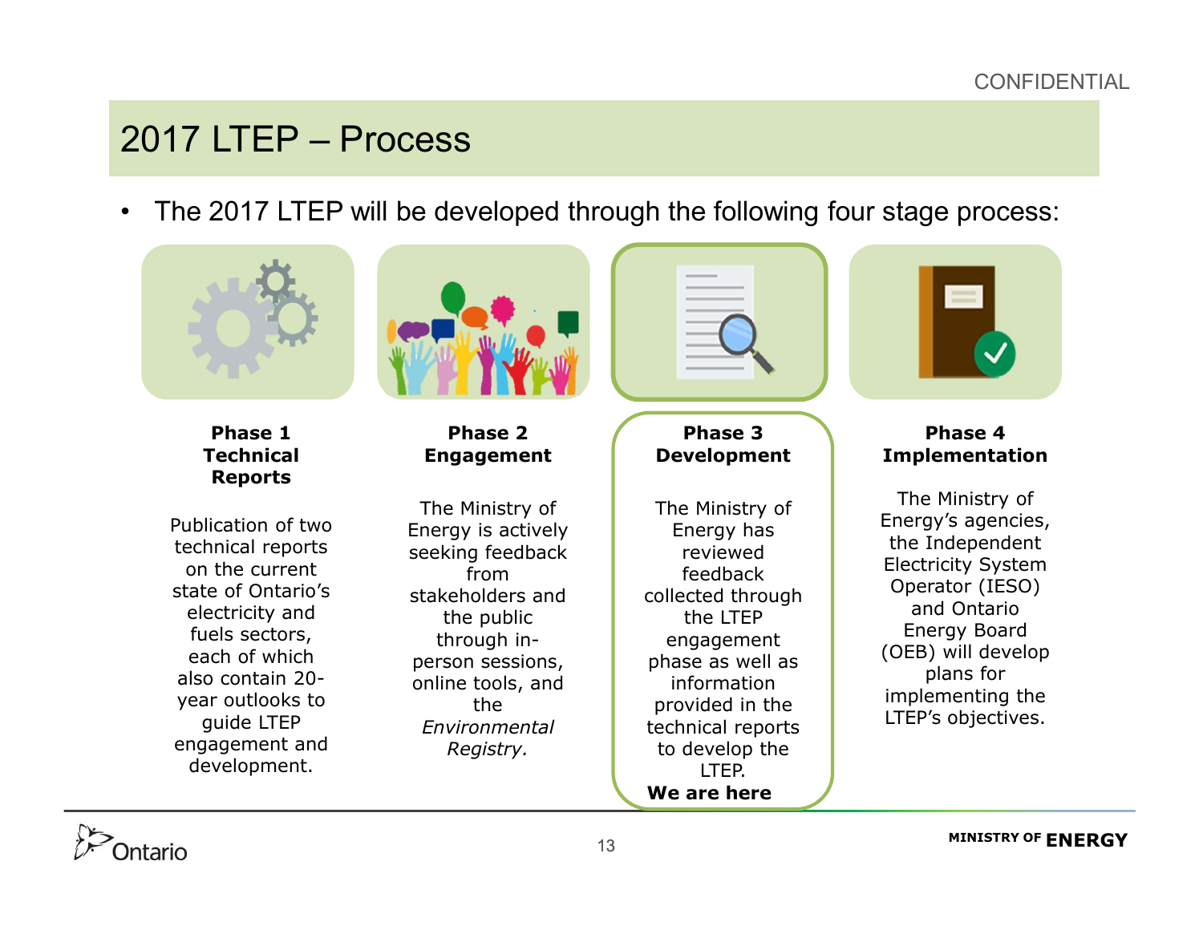# 2017 LTEP – Process

- The 2017 LTEP will be developed through the following four stage process:

**Phase 1**
**Technical Reports**

Publication of two technical reports on the current state of Ontario's electricity and fuels sectors, each of which also contain 20-year outlooks to guide LTEP engagement and development.

**Phase 2**
**Engagement**

The Ministry of Energy is actively seeking feedback from stakeholders and the public through in-person sessions, online tools, and the *Environmental Registry.*

**Phase 3**
**Development**

The Ministry of Energy has reviewed feedback collected through the LTEP engagement phase as well as information provided in the technical reports to develop the LTEP.
**We are here**

**Phase 4**
**Implementation**

The Ministry of Energy's agencies, the Independent Electricity System Operator (IESO) and Ontario Energy Board (OEB) will develop plans for implementing the LTEP's objectives.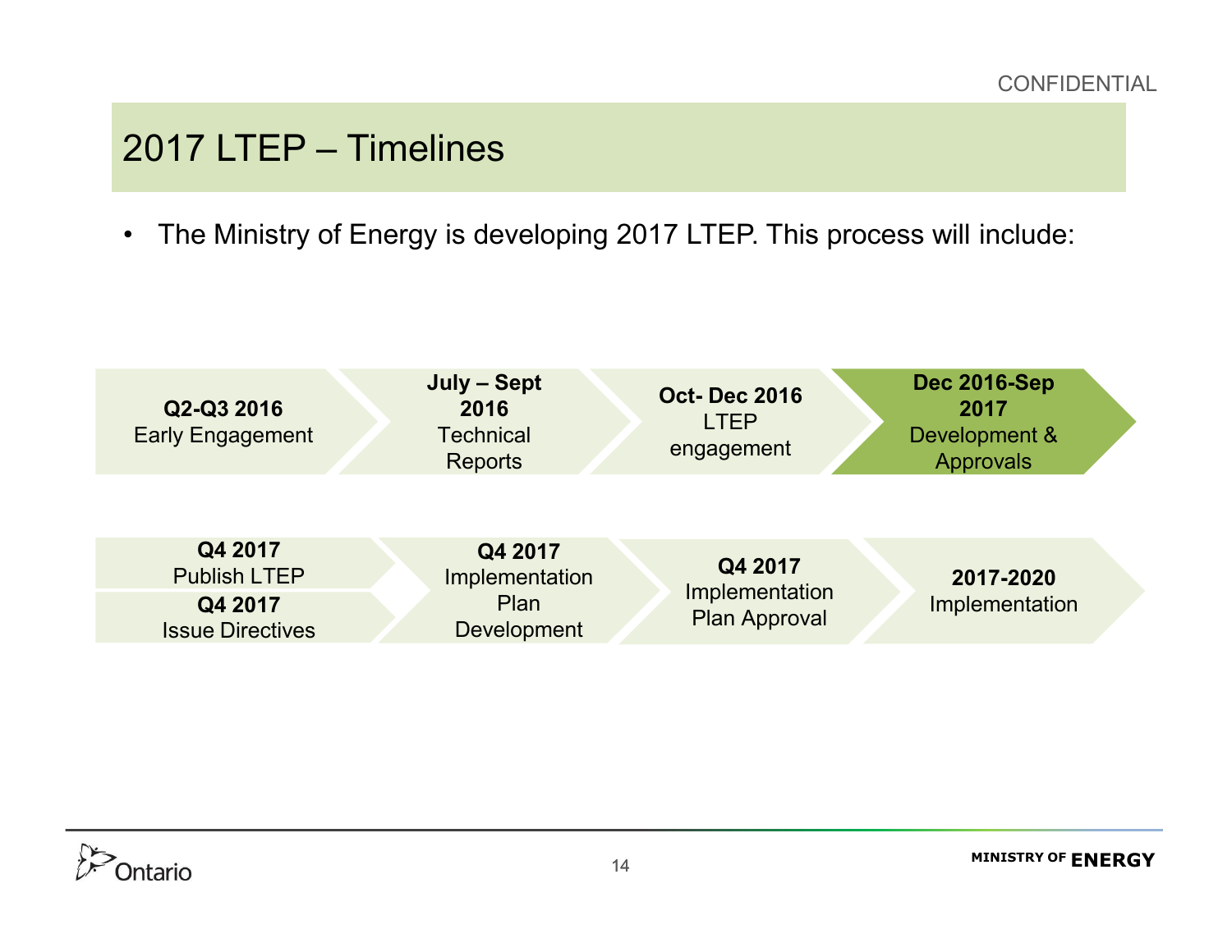CONFIDENTIAL

# 2017 LTEP – Timelines

- The Ministry of Energy is developing 2017 LTEP. This process will include:

**Q2-Q3 2016**
Early Engagement

**July – Sept 2016**
Technical Reports

**Oct- Dec 2016**
LTEP engagement

**Dec 2016-Sep 2017**
Development & Approvals

**Q4 2017**
Publish LTEP

**Q4 2017**
Issue Directives

**Q4 2017**
Implementation Plan Development

**Q4 2017**
Implementation Plan Approval

**2017-2020**
Implementation

Ontario

MINISTRY OF **ENERGY**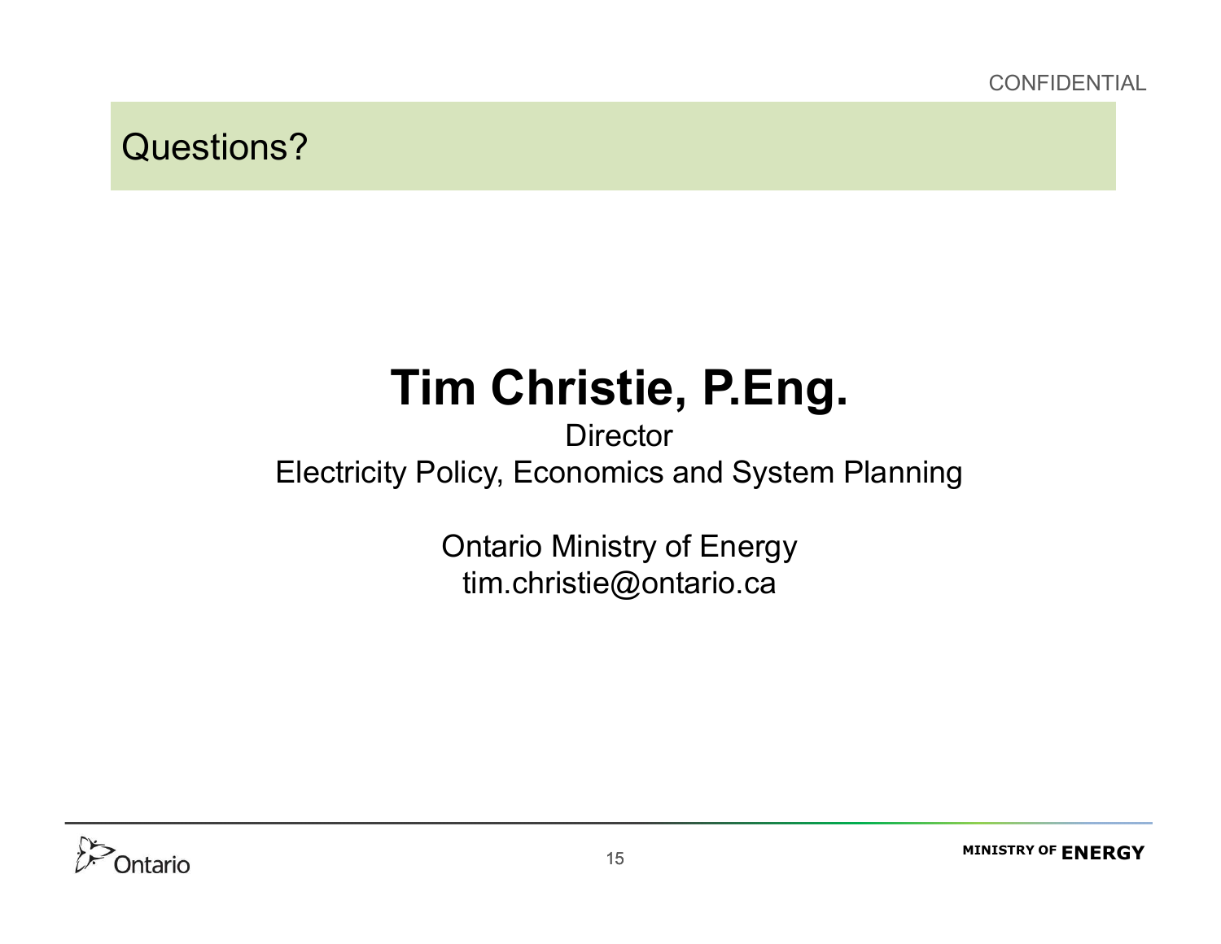CONFIDENTIAL

## Questions?

**Tim Christie, P.Eng.**

Director

Electricity Policy, Economics and System Planning

Ontario Ministry of Energy

tim.christie@ontario.ca